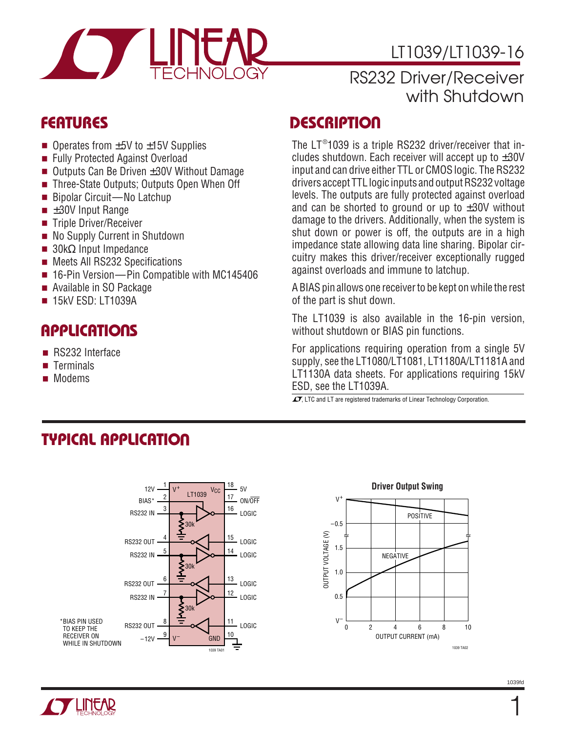# LT1039/LT1039-16

## RS232 Driver/Receiver with Shutdown

## FEATURES

- Operates from ±5V to ±15V Supplies
- Fully Protected Against Overload
- Outputs Can Be Driven ±30V Without Damage
- Three-State Outputs; Outputs Open When Off
- Bipolar Circuit—No Latchup
- ±30V Input Range
- Triple Driver/Receiver
- No Supply Current in Shutdown
- 30kΩ Input Impedance
- Meets All RS232 Specifications
- 16-Pin Version—Pin Compatible with MC145406
- Available in SO Package
- 15kV ESD: LT1039A

## APPLICATIONS

- RS232 Interface
- Terminals
- Modems

## DESCRIPTION

The LT®1039 is a triple RS232 driver/receiver that includes shutdown. Each receiver will accept up to ±30V input and can drive either TTL or CMOS logic. The RS232 drivers accept TTL logic inputs and output RS232 voltage levels. The outputs are fully protected against overload and can be shorted to ground or up to ±30V without damage to the drivers. Additionally, when the system is shut down or power is off, the outputs are in a high impedance state allowing data line sharing. Bipolar circuitry makes this driver/receiver exceptionally rugged against overloads and immune to latchup.

A BIAS pin allows one receiver to be kept on while the rest of the part is shut down.

The LT1039 is also available in the 16-pin version, without shutdown or BIAS pin functions.

For applications requiring operation from a single 5V supply, see the LT1080/LT1081, LT1180A/LT1181A and LT1130A data sheets. For applications requiring 15kV ESD, see the LT1039A.

LTC and LT are registered trademarks of Linear Technology Corporation.

## TYPICAL APPLICATION

*BIAS PIN USED TO KEEP THE RECEIVER ON WHILE IN SHUTDOWN

Driver Output Swing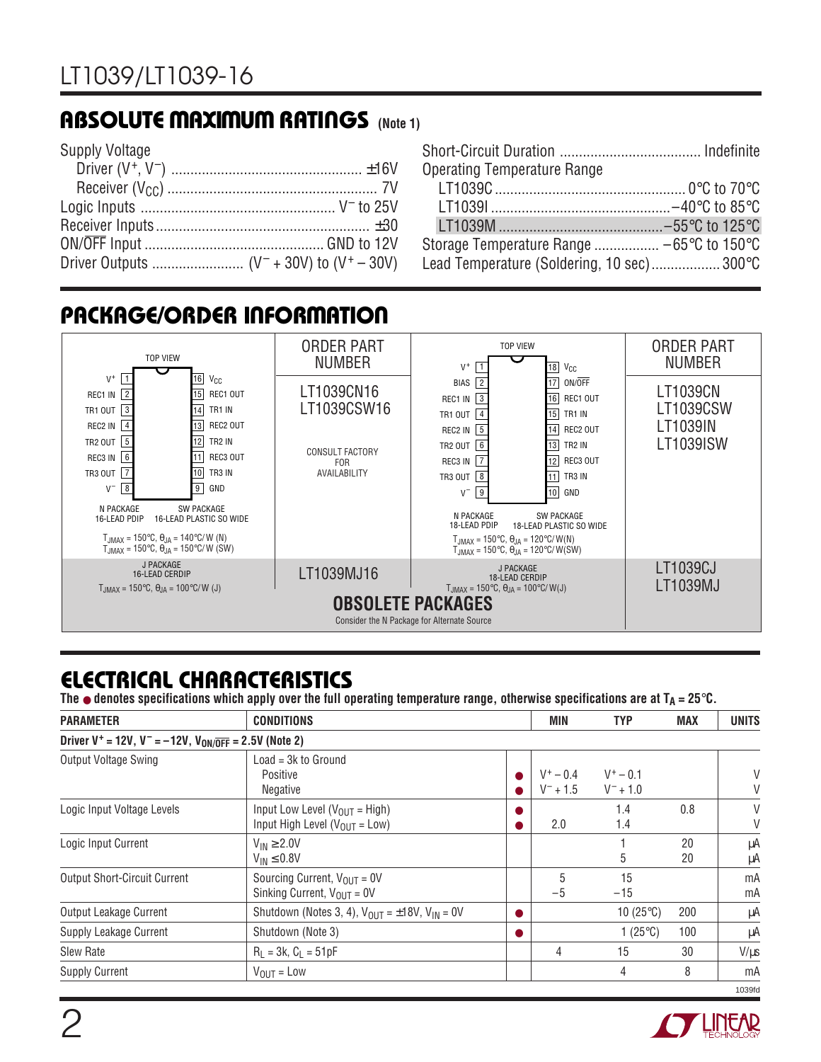## ABSOLUTE MAXIMUM RATINGS (Note 1)

Supply Voltage
- Driver ($V^+$, $V^-$) .................................................. ±16V
- Receiver ($V_{CC}$) ...................................................... 7V

Logic Inputs .................................................. $V^-$ to 25V
Receiver Inputs ....................................................... ±30
ON/OFF Input .............................................. GND to 12V
Driver Outputs ........................ ($V^-$ + 30V) to ($V^+$ – 30V)

Short-Circuit Duration ..................................... Indefinite
Operating Temperature Range
- LT1039C .................................................. 0°C to 70°C
- LT1039I .............................................. –40°C to 85°C
- LT1039M ........................................... –55°C to 125°C

Storage Temperature Range ................. –65°C to 150°C
Lead Temperature (Soldering, 10 sec).................. 300°C

## PACKAGE/ORDER INFORMATION

**16-Lead (TOP VIEW)**

| Pin | Name | Pin | Name |
|---|---|---|---|
| 1 | $V^+$ | 16 | $V_{CC}$ |
| 2 | REC1 IN | 15 | REC1 OUT |
| 3 | TR1 OUT | 14 | TR1 IN |
| 4 | REC2 IN | 13 | REC2 OUT |
| 5 | TR2 OUT | 12 | TR2 IN |
| 6 | REC3 IN | 11 | REC3 OUT |
| 7 | TR3 OUT | 10 | TR3 IN |
| 8 | $V^-$ | 9 | GND |

N PACKAGE 16-LEAD PDIP, SW PACKAGE 16-LEAD PLASTIC SO WIDE

$T_{JMAX}$ = 150°C, $\theta_{JA}$ = 140°C/W (N)
$T_{JMAX}$ = 150°C, $\theta_{JA}$ = 150°C/W (SW)

ORDER PART NUMBER: LT1039CN16, LT1039CSW16

CONSULT FACTORY FOR AVAILABILITY

J PACKAGE 16-LEAD CERDIP, $T_{JMAX}$ = 150°C, $\theta_{JA}$ = 100°C/W (J) — LT1039MJ16

**18-Lead (TOP VIEW)**

| Pin | Name | Pin | Name |
|---|---|---|---|
| 1 | $V^+$ | 18 | $V_{CC}$ |
| 2 | BIAS | 17 | ON/OFF |
| 3 | REC1 IN | 16 | REC1 OUT |
| 4 | TR1 OUT | 15 | TR1 IN |
| 5 | REC2 IN | 14 | REC2 OUT |
| 6 | TR2 OUT | 13 | TR2 IN |
| 7 | REC3 IN | 12 | REC3 OUT |
| 8 | TR3 OUT | 11 | TR3 IN |
| 9 | $V^-$ | 10 | GND |

N PACKAGE 18-LEAD PDIP, SW PACKAGE 18-LEAD PLASTIC SO WIDE

$T_{JMAX}$ = 150°C, $\theta_{JA}$ = 120°C/W(N)
$T_{JMAX}$ = 150°C, $\theta_{JA}$ = 120°C/W(SW)

ORDER PART NUMBER: LT1039CN, LT1039CSW, LT1039IN, LT1039ISW

J PACKAGE 18-LEAD CERDIP, $T_{JMAX}$ = 150°C, $\theta_{JA}$ = 100°C/W(J) — LT1039CJ, LT1039MJ

**OBSOLETE PACKAGES**
Consider the N Package for Alternate Source

## ELECTRICAL CHARACTERISTICS

**The ● denotes specifications which apply over the full operating temperature range, otherwise specifications are at $T_A$ = 25°C.**

| PARAMETER | CONDITIONS | | MIN | TYP | MAX | UNITS |
|---|---|---|---|---|---|---|
| **Driver $V^+$ = 12V, $V^-$ = –12V, $V_{ON/\overline{OFF}}$ = 2.5V (Note 2)** | | | | | | |
| Output Voltage Swing | Load = 3k to Ground<br>Positive<br>Negative | <br>●<br>● | <br>$V^+$ – 0.4<br>$V^-$ + 1.5 | <br>$V^+$ – 0.1<br>$V^-$ + 1.0 | | <br>V<br>V |
| Logic Input Voltage Levels | Input Low Level ($V_{OUT}$ = High)<br>Input High Level ($V_{OUT}$ = Low) | ●<br>● | <br>2.0 | 1.4<br>1.4 | 0.8 | V<br>V |
| Logic Input Current | $V_{IN}$ ≥ 2.0V<br>$V_{IN}$ ≤ 0.8V | | | 1<br>5 | 20<br>20 | µA<br>µA |
| Output Short-Circuit Current | Sourcing Current, $V_{OUT}$ = 0V<br>Sinking Current, $V_{OUT}$ = 0V | | 5<br>–5 | 15<br>–15 | | mA<br>mA |
| Output Leakage Current | Shutdown (Notes 3, 4), $V_{OUT}$ = ±18V, $V_{IN}$ = 0V | ● | | 10 (25°C) | 200 | µA |
| Supply Leakage Current | Shutdown (Note 3) | ● | | 1 (25°C) | 100 | µA |
| Slew Rate | $R_L$ = 3k, $C_L$ = 51pF | | 4 | 15 | 30 | V/µs |
| Supply Current | $V_{OUT}$ = Low | | | 4 | 8 | mA |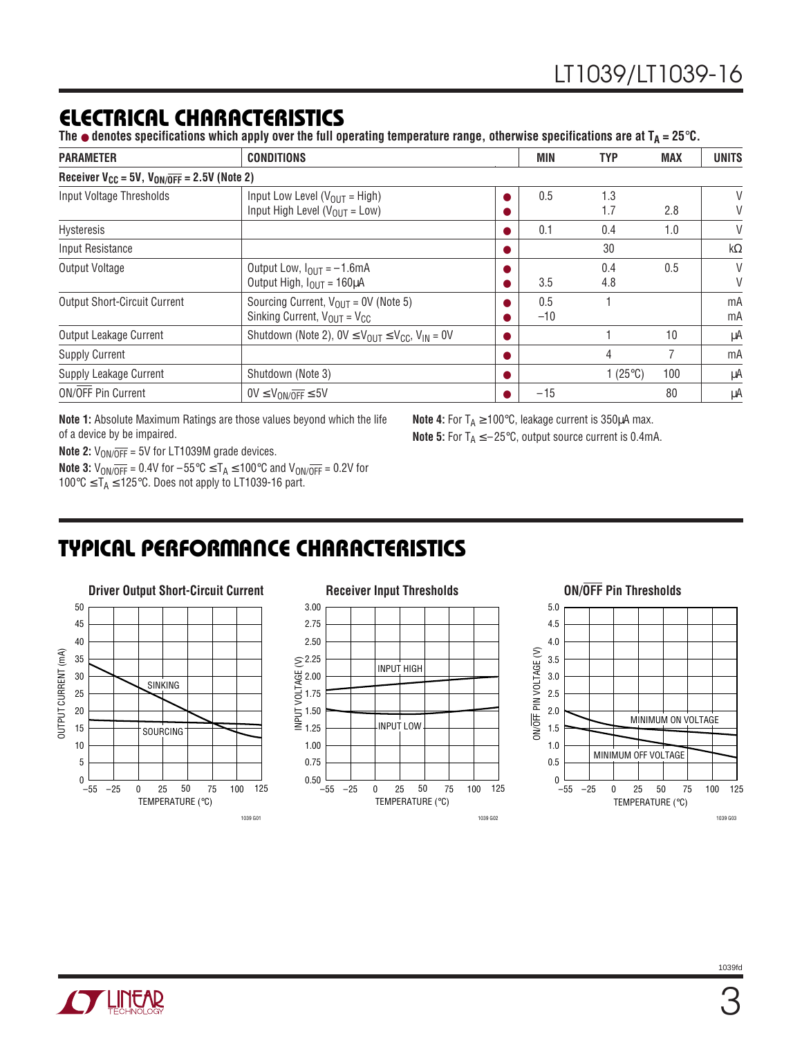## ELECTRICAL CHARACTERISTICS

**The ● denotes specifications which apply over the full operating temperature range, otherwise specifications are at $T_A$ = 25°C.**

| PARAMETER | CONDITIONS | | MIN | TYP | MAX | UNITS |
|---|---|---|---|---|---|---|
| **Receiver $V_{CC}$ = 5V, $V_{ON/\overline{OFF}}$ = 2.5V (Note 2)** | | | | | | |
| Input Voltage Thresholds | Input Low Level ($V_{OUT}$ = High)<br>Input High Level ($V_{OUT}$ = Low) | ●<br>● | 0.5 | 1.3<br>1.7 | <br>2.8 | V<br>V |
| Hysteresis | | ● | 0.1 | 0.4 | 1.0 | V |
| Input Resistance | | ● | | 30 | | kΩ |
| Output Voltage | Output Low, $I_{OUT}$ = –1.6mA<br>Output High, $I_{OUT}$ = 160µA | ●<br>● | <br>3.5 | 0.4<br>4.8 | 0.5 | V<br>V |
| Output Short-Circuit Current | Sourcing Current, $V_{OUT}$ = 0V (Note 5)<br>Sinking Current, $V_{OUT}$ = $V_{CC}$ | ●<br>● | 0.5<br>–10 | 1 | | mA<br>mA |
| Output Leakage Current | Shutdown (Note 2), 0V ≤ $V_{OUT}$ ≤ $V_{CC}$, $V_{IN}$ = 0V | ● | | 1 | 10 | µA |
| Supply Current | | ● | | 4 | 7 | mA |
| Supply Leakage Current | Shutdown (Note 3) | ● | | 1 (25°C) | 100 | µA |
| ON/$\overline{OFF}$ Pin Current | 0V ≤ $V_{ON/\overline{OFF}}$ ≤ 5V | ● | –15 | | 80 | µA |

**Note 1:** Absolute Maximum Ratings are those values beyond which the life of a device by be impaired.

**Note 2:** $V_{ON/\overline{OFF}}$ = 5V for LT1039M grade devices.

**Note 3:** $V_{ON/\overline{OFF}}$ = 0.4V for –55°C ≤ $T_A$ ≤ 100°C and $V_{ON/\overline{OFF}}$ = 0.2V for 100°C ≤ $T_A$ ≤ 125°C. Does not apply to LT1039-16 part.

**Note 4:** For $T_A$ ≥ 100°C, leakage current is 350µA max.

**Note 5:** For $T_A$ ≤ –25°C, output source current is 0.4mA.

## TYPICAL PERFORMANCE CHARACTERISTICS

**Driver Output Short-Circuit Current**

**Receiver Input Thresholds**

**ON/$\overline{OFF}$ Pin Thresholds**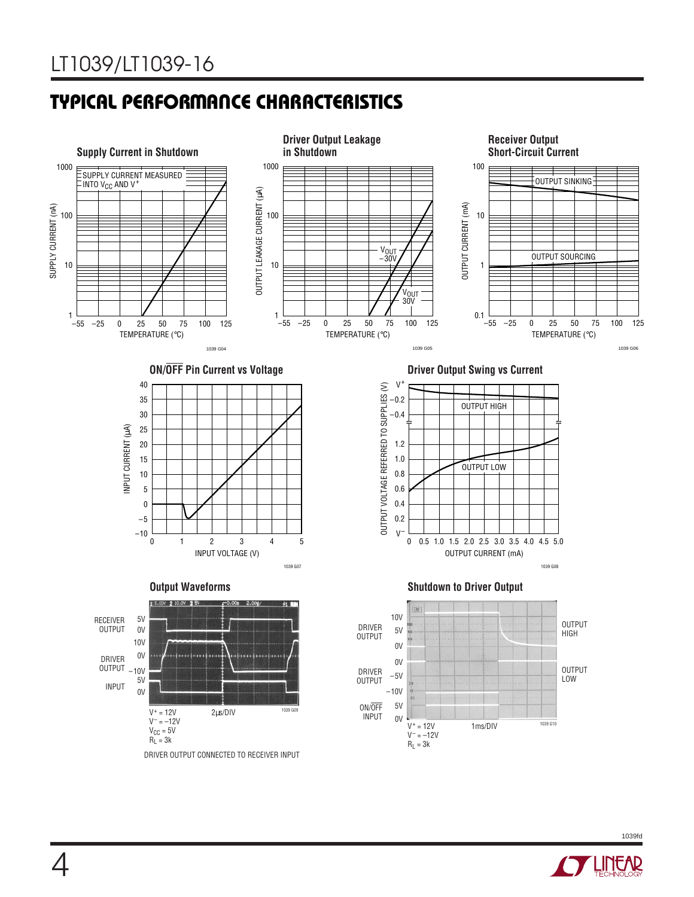## TYPICAL PERFORMANCE CHARACTERISTICS

**Supply Current in Shutdown**

SUPPLY CURRENT MEASURED INTO $V_{CC}$ AND $V^+$

SUPPLY CURRENT (nA)

TEMPERATURE (°C)

1039 G04

**Driver Output Leakage in Shutdown**

OUTPUT LEAKAGE CURRENT (µA)

$V_{OUT}$ –30V

$V_{OUT}$ 30V

TEMPERATURE (°C)

1039 G05

**Receiver Output Short-Circuit Current**

OUTPUT CURRENT (mA)

OUTPUT SINKING

OUTPUT SOURCING

TEMPERATURE (°C)

1039 G06

**ON/$\overline{OFF}$ Pin Current vs Voltage**

INPUT CURRENT (µA)

INPUT VOLTAGE (V)

1039 G07

**Driver Output Swing vs Current**

OUTPUT VOLTAGE REFERRED TO SUPPLIES (V)

OUTPUT HIGH

OUTPUT LOW

OUTPUT CURRENT (mA)

1039 G08

**Output Waveforms**

RECEIVER OUTPUT

DRIVER OUTPUT

INPUT

2µs/DIV

$V^+ = 12V$
$V^- = -12V$
$V_{CC} = 5V$
$R_L = 3k$

DRIVER OUTPUT CONNECTED TO RECEIVER INPUT

1039 G09

**Shutdown to Driver Output**

DRIVER OUTPUT

DRIVER OUTPUT

ON/$\overline{OFF}$ INPUT

OUTPUT HIGH

OUTPUT LOW

1ms/DIV

$V^+ = 12V$
$V^- = -12V$
$R_L = 3k$

1039 G10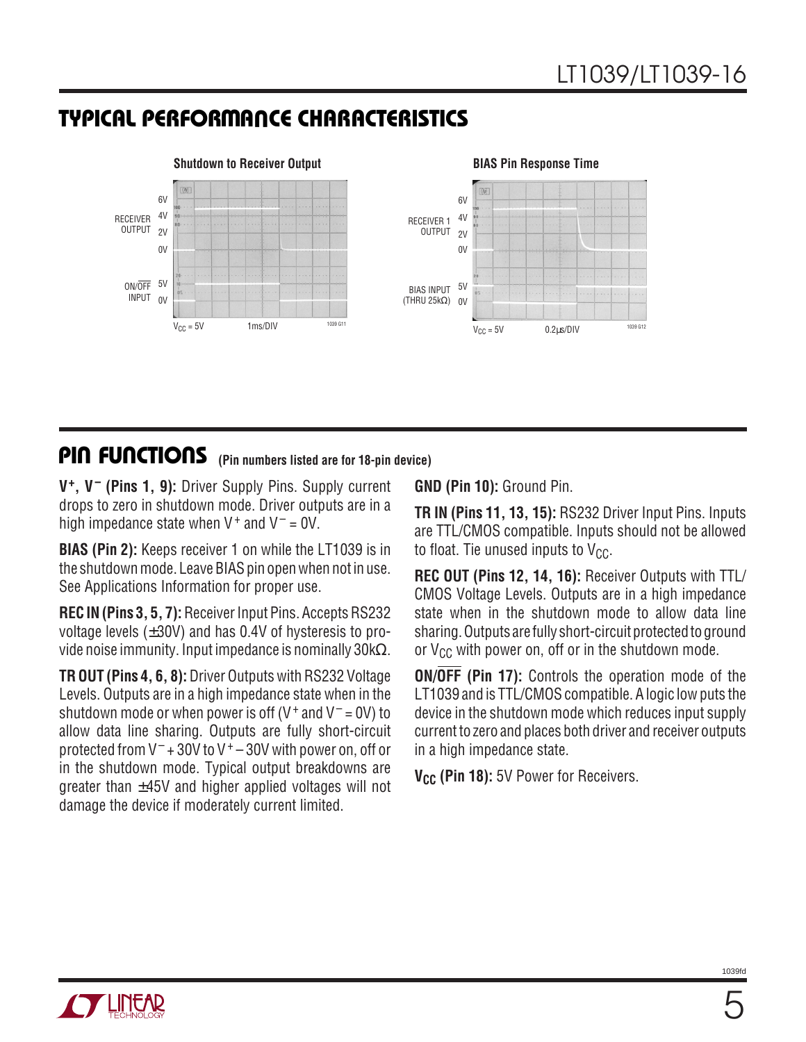## TYPICAL PERFORMANCE CHARACTERISTICS

**Shutdown to Receiver Output**

RECEIVER OUTPUT 6V 4V 2V 0V

ON/$\overline{OFF}$ INPUT 5V 0V

$V_{CC}$ = 5V  1ms/DIV

1039 G11

**BIAS Pin Response Time**

RECEIVER 1 OUTPUT 6V 4V 2V 0V

BIAS INPUT (THRU 25kΩ) 5V 0V

$V_{CC}$ = 5V  0.2μs/DIV

1039 G12

## PIN FUNCTIONS (Pin numbers listed are for 18-pin device)

**$V^+$, $V^-$ (Pins 1, 9):** Driver Supply Pins. Supply current drops to zero in shutdown mode. Driver outputs are in a high impedance state when $V^+$ and $V^-$ = 0V.

**BIAS (Pin 2):** Keeps receiver 1 on while the LT1039 is in the shutdown mode. Leave BIAS pin open when not in use. See Applications Information for proper use.

**REC IN (Pins 3, 5, 7):** Receiver Input Pins. Accepts RS232 voltage levels (±30V) and has 0.4V of hysteresis to provide noise immunity. Input impedance is nominally 30kΩ.

**TR OUT (Pins 4, 6, 8):** Driver Outputs with RS232 Voltage Levels. Outputs are in a high impedance state when in the shutdown mode or when power is off ($V^+$ and $V^-$ = 0V) to allow data line sharing. Outputs are fully short-circuit protected from $V^-$ + 30V to $V^+$ – 30V with power on, off or in the shutdown mode. Typical output breakdowns are greater than ±45V and higher applied voltages will not damage the device if moderately current limited.

**GND (Pin 10):** Ground Pin.

**TR IN (Pins 11, 13, 15):** RS232 Driver Input Pins. Inputs are TTL/CMOS compatible. Inputs should not be allowed to float. Tie unused inputs to $V_{CC}$.

**REC OUT (Pins 12, 14, 16):** Receiver Outputs with TTL/CMOS Voltage Levels. Outputs are in a high impedance state when in the shutdown mode to allow data line sharing. Outputs are fully short-circuit protected to ground or $V_{CC}$ with power on, off or in the shutdown mode.

**ON/$\overline{OFF}$ (Pin 17):** Controls the operation mode of the LT1039 and is TTL/CMOS compatible. A logic low puts the device in the shutdown mode which reduces input supply current to zero and places both driver and receiver outputs in a high impedance state.

**$V_{CC}$ (Pin 18):** 5V Power for Receivers.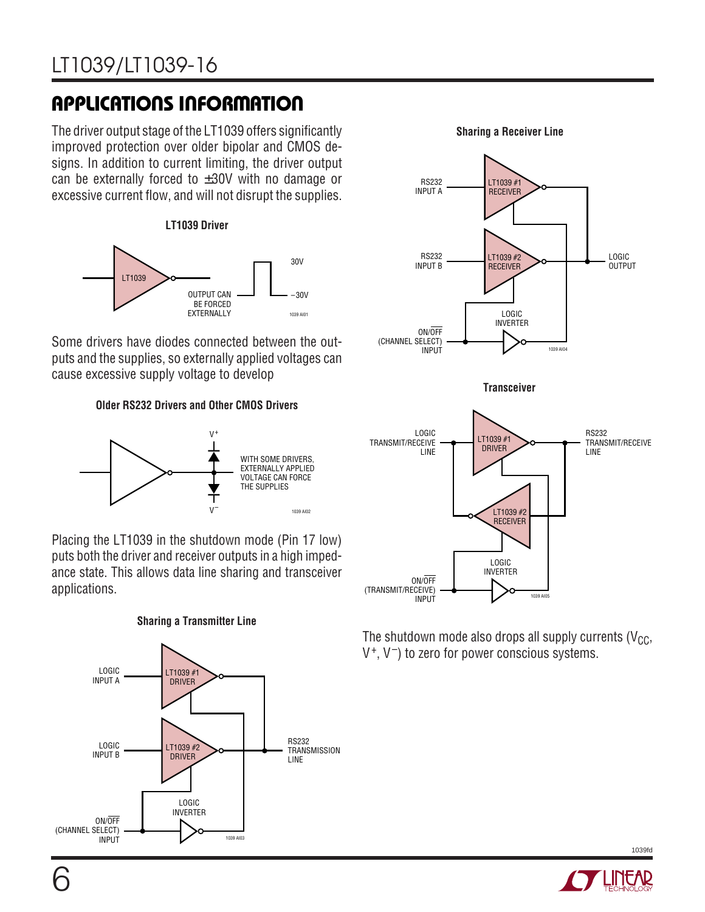## APPLICATIONS INFORMATION

The driver output stage of the LT1039 offers significantly improved protection over older bipolar and CMOS designs. In addition to current limiting, the driver output can be externally forced to ±30V with no damage or excessive current flow, and will not disrupt the supplies.

**LT1039 Driver**

LT1039

OUTPUT CAN BE FORCED EXTERNALLY

30V

−30V

Some drivers have diodes connected between the outputs and the supplies, so externally applied voltages can cause excessive supply voltage to develop

**Older RS232 Drivers and Other CMOS Drivers**

$V^+$

$V^-$

WITH SOME DRIVERS, EXTERNALLY APPLIED VOLTAGE CAN FORCE THE SUPPLIES

Placing the LT1039 in the shutdown mode (Pin 17 low) puts both the driver and receiver outputs in a high impedance state. This allows data line sharing and transceiver applications.

**Sharing a Transmitter Line**

LOGIC INPUT A — LT1039 #1 DRIVER

LOGIC INPUT B — LT1039 #2 DRIVER

RS232 TRANSMISSION LINE

LOGIC INVERTER

ON/$\overline{OFF}$ (CHANNEL SELECT) INPUT

**Sharing a Receiver Line**

RS232 INPUT A — LT1039 #1 RECEIVER

RS232 INPUT B — LT1039 #2 RECEIVER

LOGIC OUTPUT

LOGIC INVERTER

ON/$\overline{OFF}$ (CHANNEL SELECT) INPUT

**Transceiver**

LOGIC TRANSMIT/RECEIVE LINE — LT1039 #1 DRIVER

LT1039 #2 RECEIVER

RS232 TRANSMIT/RECEIVE LINE

LOGIC INVERTER

ON/$\overline{OFF}$ (TRANSMIT/RECEIVE) INPUT

The shutdown mode also drops all supply currents ($V_{CC}$, $V^+$, $V^-$) to zero for power conscious systems.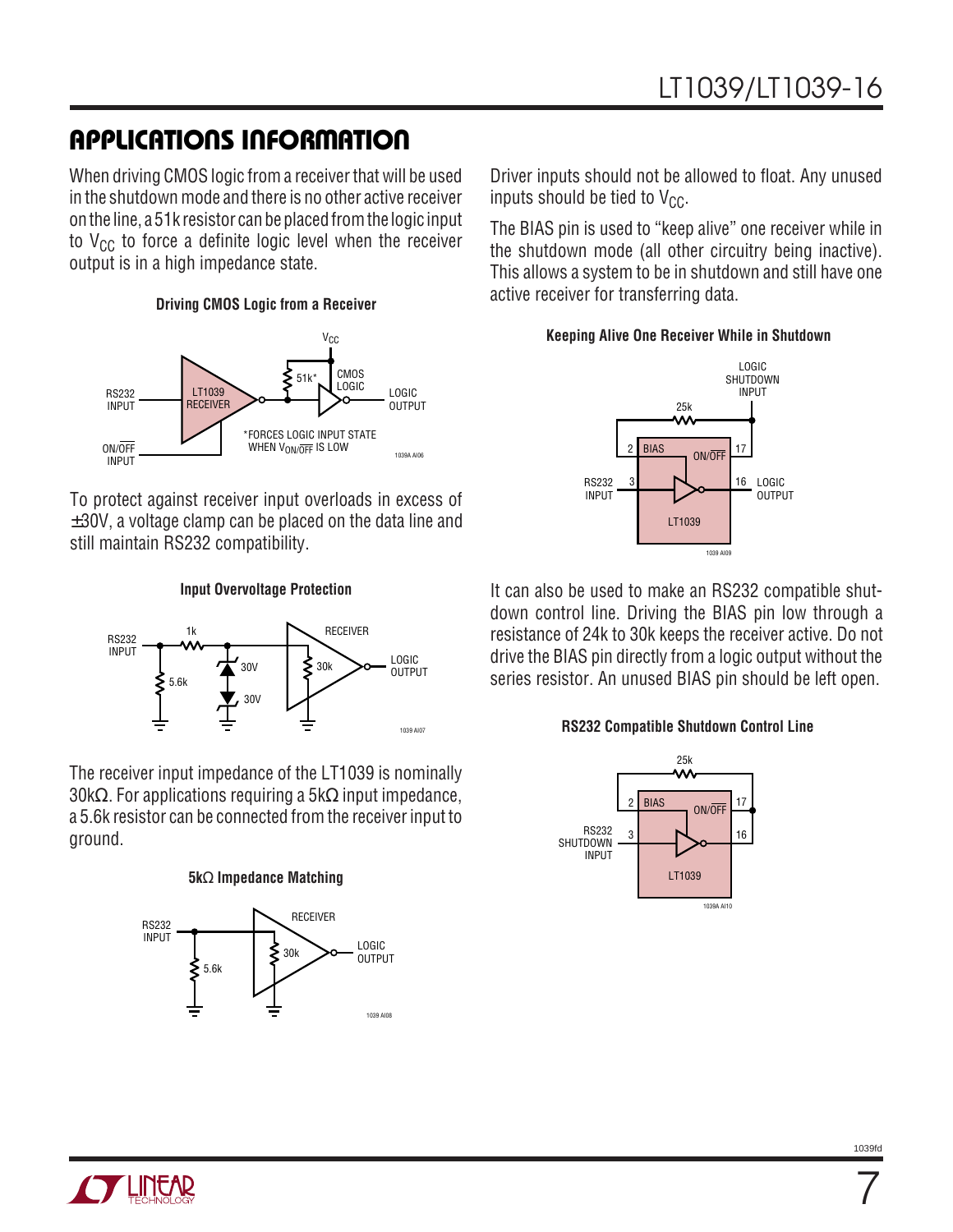## APPLICATIONS INFORMATION

When driving CMOS logic from a receiver that will be used in the shutdown mode and there is no other active receiver on the line, a 51k resistor can be placed from the logic input to $V_{CC}$ to force a definite logic level when the receiver output is in a high impedance state.

**Driving CMOS Logic from a Receiver**

*FORCES LOGIC INPUT STATE WHEN $V_{ON/\overline{OFF}}$ IS LOW

To protect against receiver input overloads in excess of ±30V, a voltage clamp can be placed on the data line and still maintain RS232 compatibility.

**Input Overvoltage Protection**

The receiver input impedance of the LT1039 is nominally 30kΩ. For applications requiring a 5kΩ input impedance, a 5.6k resistor can be connected from the receiver input to ground.

**5kΩ Impedance Matching**

Driver inputs should not be allowed to float. Any unused inputs should be tied to $V_{CC}$.

The BIAS pin is used to "keep alive" one receiver while in the shutdown mode (all other circuitry being inactive). This allows a system to be in shutdown and still have one active receiver for transferring data.

**Keeping Alive One Receiver While in Shutdown**

It can also be used to make an RS232 compatible shutdown control line. Driving the BIAS pin low through a resistance of 24k to 30k keeps the receiver active. Do not drive the BIAS pin directly from a logic output without the series resistor. An unused BIAS pin should be left open.

**RS232 Compatible Shutdown Control Line**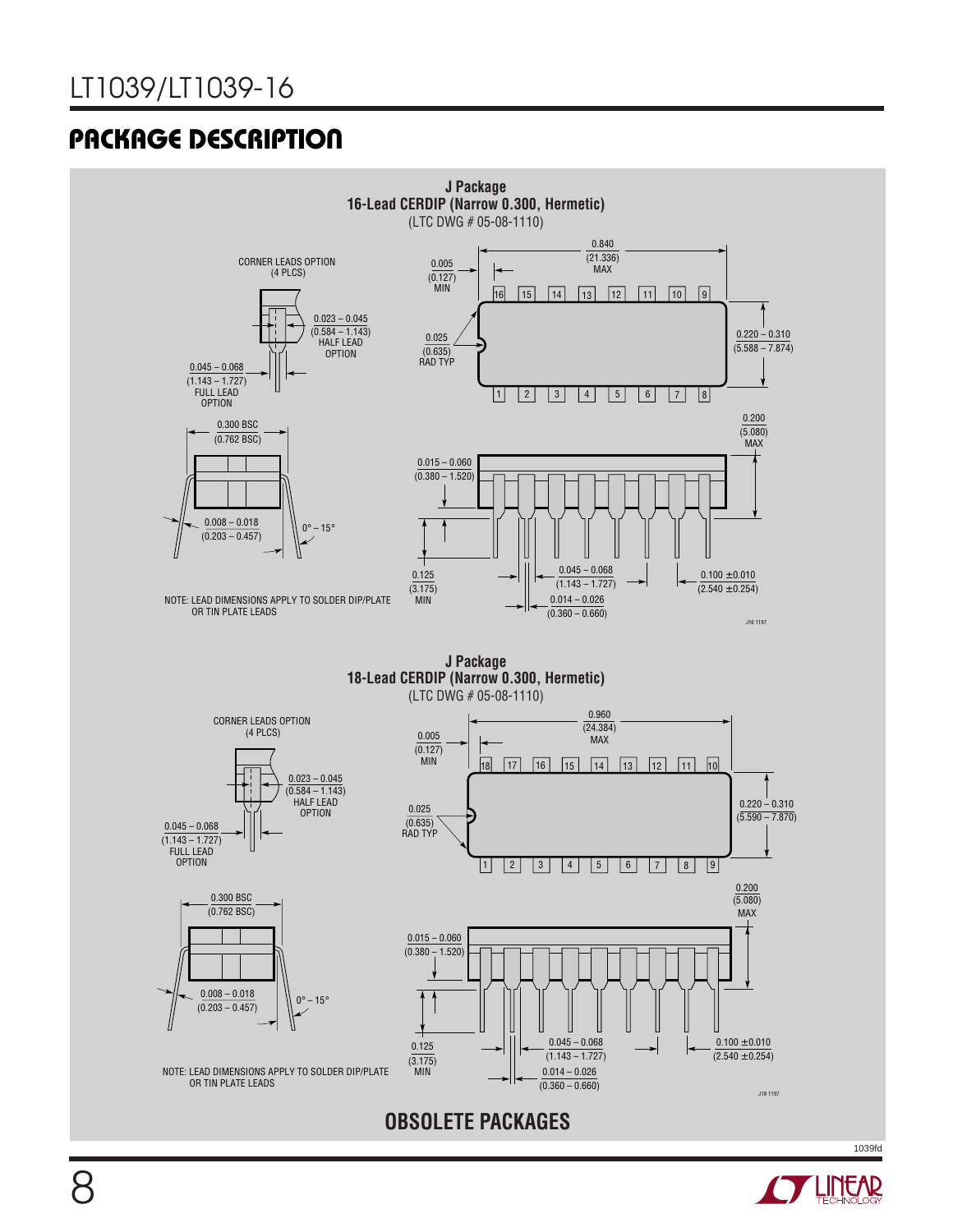## PACKAGE DESCRIPTION

**J Package**
**16-Lead CERDIP (Narrow 0.300, Hermetic)**
(LTC DWG # 05-08-1110)

CORNER LEADS OPTION (4 PLCS)

0.023 – 0.045 (0.584 – 1.143) HALF LEAD OPTION

0.045 – 0.068 (1.143 – 1.727) FULL LEAD OPTION

0.005 (0.127) MIN

0.840 (21.336) MAX

0.025 (0.635) RAD TYP

0.220 – 0.310 (5.588 – 7.874)

0.300 BSC (0.762 BSC)

0.008 – 0.018 (0.203 – 0.457)

0° – 15°

0.200 (5.080) MAX

0.015 – 0.060 (0.380 – 1.520)

0.125 (3.175) MIN

0.045 – 0.068 (1.143 – 1.727)

0.014 – 0.026 (0.360 – 0.660)

0.100 ±0.010 (2.540 ±0.254)

NOTE: LEAD DIMENSIONS APPLY TO SOLDER DIP/PLATE OR TIN PLATE LEADS

J16 1197

**J Package**
**18-Lead CERDIP (Narrow 0.300, Hermetic)**
(LTC DWG # 05-08-1110)

CORNER LEADS OPTION (4 PLCS)

0.023 – 0.045 (0.584 – 1.143) HALF LEAD OPTION

0.045 – 0.068 (1.143 – 1.727) FULL LEAD OPTION

0.005 (0.127) MIN

0.960 (24.384) MAX

0.025 (0.635) RAD TYP

0.220 – 0.310 (5.590 – 7.870)

0.300 BSC (0.762 BSC)

0.008 – 0.018 (0.203 – 0.457)

0° – 15°

0.200 (5.080) MAX

0.015 – 0.060 (0.380 – 1.520)

0.125 (3.175) MIN

0.045 – 0.068 (1.143 – 1.727)

0.014 – 0.026 (0.360 – 0.660)

0.100 ±0.010 (2.540 ±0.254)

NOTE: LEAD DIMENSIONS APPLY TO SOLDER DIP/PLATE OR TIN PLATE LEADS

J18 1197

**OBSOLETE PACKAGES**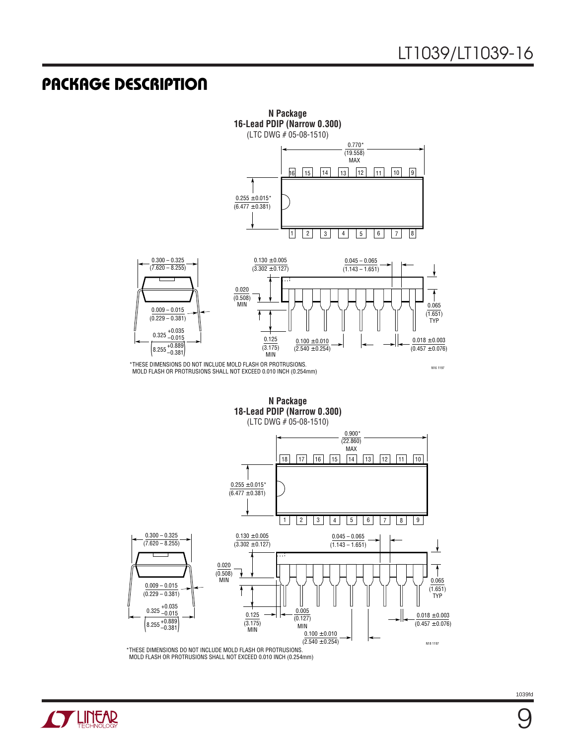## PACKAGE DESCRIPTION

**N Package**
**16-Lead PDIP (Narrow 0.300)**
(LTC DWG # 05-08-1510)

0.770* (19.558) MAX

16 15 14 13 12 11 10 9

0.255 ±0.015* (6.477 ±0.381)

1 2 3 4 5 6 7 8

0.300 – 0.325 (7.620 – 8.255)

0.009 – 0.015 (0.229 – 0.381)

$0.325 {}^{+0.035}_{-0.015}$ $\left(8.255 {}^{+0.889}_{-0.381}\right)$

0.130 ±0.005 (3.302 ±0.127)

0.020 (0.508) MIN

0.125 (3.175) MIN

0.045 – 0.065 (1.143 – 1.651)

0.065 (1.651) TYP

0.100 ±0.010 (2.540 ±0.254)

0.018 ±0.003 (0.457 ±0.076)

N16 1197

*THESE DIMENSIONS DO NOT INCLUDE MOLD FLASH OR PROTRUSIONS.
MOLD FLASH OR PROTRUSIONS SHALL NOT EXCEED 0.010 INCH (0.254mm)

**N Package**
**18-Lead PDIP (Narrow 0.300)**
(LTC DWG # 05-08-1510)

0.900* (22.860) MAX

18 17 16 15 14 13 12 11 10

0.255 ±0.015* (6.477 ±0.381)

1 2 3 4 5 6 7 8 9

0.300 – 0.325 (7.620 – 8.255)

0.009 – 0.015 (0.229 – 0.381)

$0.325 {}^{+0.035}_{-0.015}$ $\left(8.255 {}^{+0.889}_{-0.381}\right)$

0.130 ±0.005 (3.302 ±0.127)

0.020 (0.508) MIN

0.125 (3.175) MIN

0.005 (0.127) MIN

0.045 – 0.065 (1.143 – 1.651)

0.065 (1.651) TYP

0.100 ±0.010 (2.540 ±0.254)

0.018 ±0.003 (0.457 ±0.076)

N18 1197

*THESE DIMENSIONS DO NOT INCLUDE MOLD FLASH OR PROTRUSIONS.
MOLD FLASH OR PROTRUSIONS SHALL NOT EXCEED 0.010 INCH (0.254mm)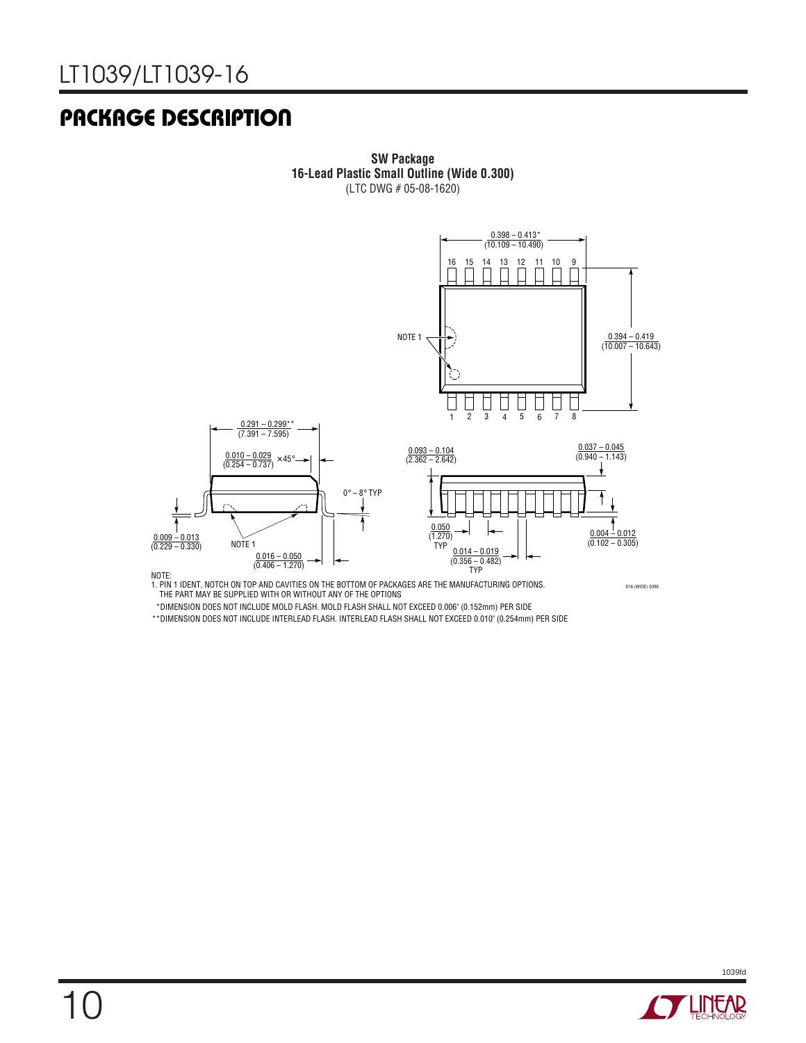# PACKAGE DESCRIPTION

**SW Package**
**16-Lead Plastic Small Outline (Wide 0.300)**
(LTC DWG # 05-08-1620)

0.398 – 0.413*
(10.109 – 10.490)

16 15 14 13 12 11 10 9

NOTE 1

0.394 – 0.419
(10.007 – 10.643)

1 2 3 4 5 6 7 8

0.291 – 0.299**
(7.391 – 7.595)

0.010 – 0.029
(0.254 – 0.737) × 45°

0° – 8° TYP

0.009 – 0.013
(0.229 – 0.330)

NOTE 1

0.016 – 0.050
(0.406 – 1.270)

0.093 – 0.104
(2.362 – 2.642)

0.037 – 0.045
(0.940 – 1.143)

0.050
(1.270)
TYP

0.014 – 0.019
(0.356 – 0.482)
TYP

0.004 – 0.012
(0.102 – 0.305)

S16 (WIDE) 0396

NOTE:
1. PIN 1 IDENT, NOTCH ON TOP AND CAVITIES ON THE BOTTOM OF PACKAGES ARE THE MANUFACTURING OPTIONS.
THE PART MAY BE SUPPLIED WITH OR WITHOUT ANY OF THE OPTIONS

*DIMENSION DOES NOT INCLUDE MOLD FLASH. MOLD FLASH SHALL NOT EXCEED 0.006" (0.152mm) PER SIDE

**DIMENSION DOES NOT INCLUDE INTERLEAD FLASH. INTERLEAD FLASH SHALL NOT EXCEED 0.010" (0.254mm) PER SIDE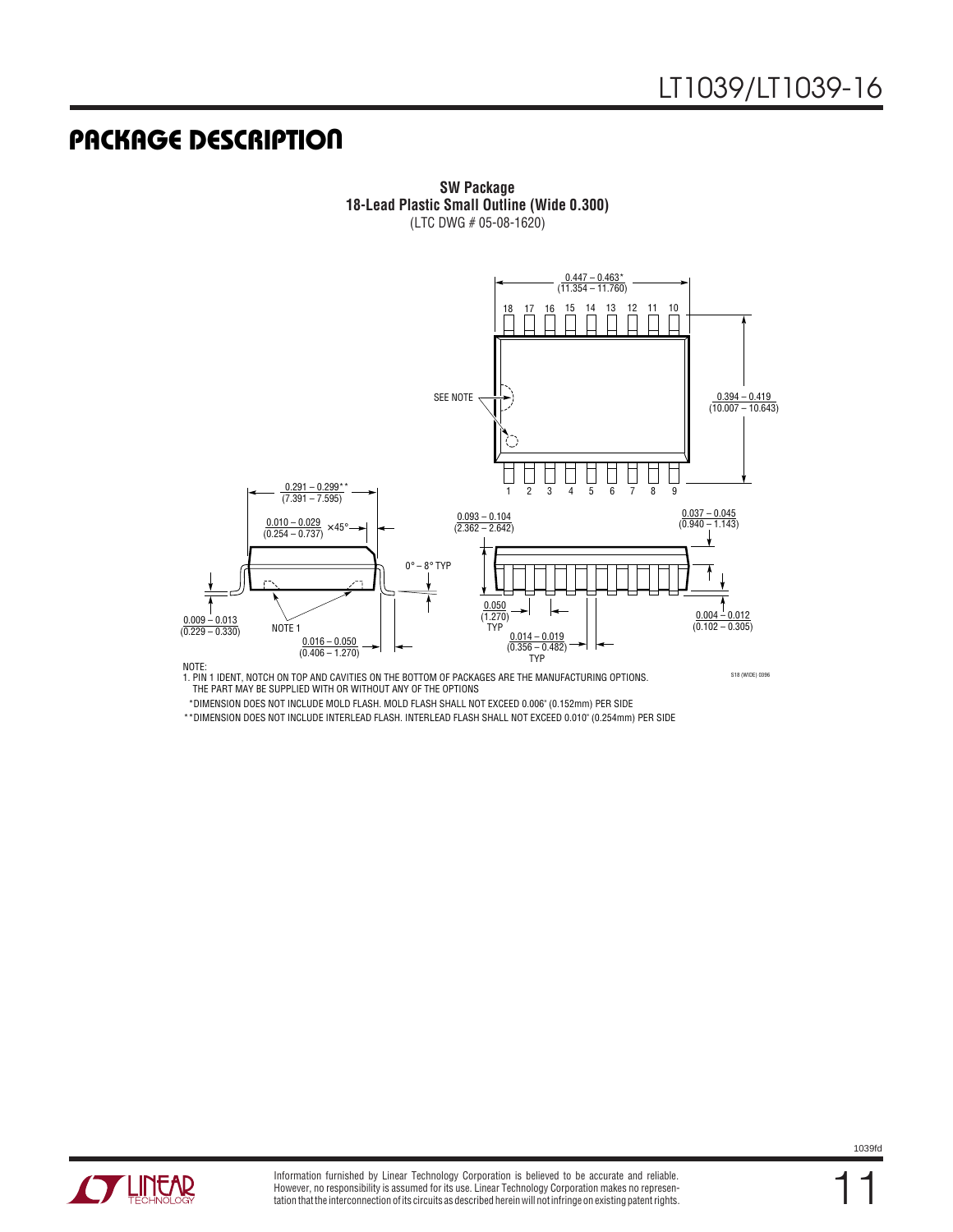## PACKAGE DESCRIPTION

**SW Package**
**18-Lead Plastic Small Outline (Wide 0.300)**
(LTC DWG # 05-08-1620)

0.447 – 0.463*
(11.354 – 11.760)

18 17 16 15 14 13 12 11 10

SEE NOTE

0.394 – 0.419
(10.007 – 10.643)

1 2 3 4 5 6 7 8 9

0.291 – 0.299**
(7.391 – 7.595)

0.010 – 0.029
(0.254 – 0.737) ×45°

0.093 – 0.104
(2.362 – 2.642)

0.037 – 0.045
(0.940 – 1.143)

0° – 8° TYP

0.009 – 0.013
(0.229 – 0.330)

NOTE 1

0.016 – 0.050
(0.406 – 1.270)

0.050
(1.270)
TYP

0.014 – 0.019
(0.356 – 0.482)
TYP

0.004 – 0.012
(0.102 – 0.305)

S18 (WIDE) 0396

NOTE:
1. PIN 1 IDENT, NOTCH ON TOP AND CAVITIES ON THE BOTTOM OF PACKAGES ARE THE MANUFACTURING OPTIONS.
THE PART MAY BE SUPPLIED WITH OR WITHOUT ANY OF THE OPTIONS

*DIMENSION DOES NOT INCLUDE MOLD FLASH. MOLD FLASH SHALL NOT EXCEED 0.006" (0.152mm) PER SIDE

**DIMENSION DOES NOT INCLUDE INTERLEAD FLASH. INTERLEAD FLASH SHALL NOT EXCEED 0.010" (0.254mm) PER SIDE

Information furnished by Linear Technology Corporation is believed to be accurate and reliable. However, no responsibility is assumed for its use. Linear Technology Corporation makes no representation that the interconnection of its circuits as described herein will not infringe on existing patent rights.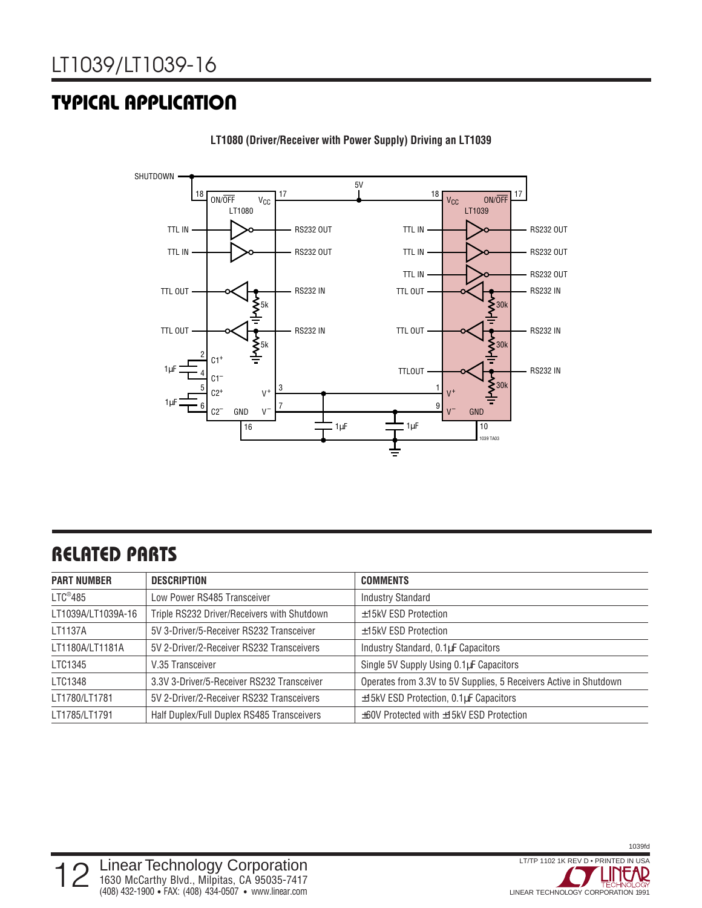## TYPICAL APPLICATION

**LT1080 (Driver/Receiver with Power Supply) Driving an LT1039**

SHUTDOWN
5V
18 ON/OFF VCC 17
LT1080
TTL IN — RS232 OUT
TTL IN — RS232 OUT
TTL OUT — RS232 IN
5k
TTL OUT — RS232 IN
5k
2 C1+
1µF
4 C1–
5 C2+
1µF
6 C2– GND V– 7
V+ 3
16
1µF
1µF
18 VCC ON/OFF 17
LT1039
TTL IN — RS232 OUT
TTL IN — RS232 OUT
TTL IN — RS232 OUT
TTL OUT — RS232 IN
30k
TTL OUT — RS232 IN
30k
TTLOUT — RS232 IN
30k
1 V+
9 V– GND
10
1039 TA03

## RELATED PARTS

| PART NUMBER | DESCRIPTION | COMMENTS |
|---|---|---|
| LTC®485 | Low Power RS485 Transceiver | Industry Standard |
| LT1039A/LT1039A-16 | Triple RS232 Driver/Receivers with Shutdown | ±15kV ESD Protection |
| LT1137A | 5V 3-Driver/5-Receiver RS232 Transceiver | ±15kV ESD Protection |
| LT1180A/LT1181A | 5V 2-Driver/2-Receiver RS232 Transceivers | Industry Standard, 0.1µF Capacitors |
| LTC1345 | V.35 Transceiver | Single 5V Supply Using 0.1µF Capacitors |
| LTC1348 | 3.3V 3-Driver/5-Receiver RS232 Transceiver | Operates from 3.3V to 5V Supplies, 5 Receivers Active in Shutdown |
| LT1780/LT1781 | 5V 2-Driver/2-Receiver RS232 Transceivers | ±15kV ESD Protection, 0.1µF Capacitors |
| LT1785/LT1791 | Half Duplex/Full Duplex RS485 Transceivers | ±60V Protected with ±15kV ESD Protection |

Linear Technology Corporation
1630 McCarthy Blvd., Milpitas, CA 95035-7417
(408) 432-1900 • FAX: (408) 434-0507 • www.linear.com

LT/TP 1102 1K REV D • PRINTED IN USA
© LINEAR TECHNOLOGY CORPORATION 1991